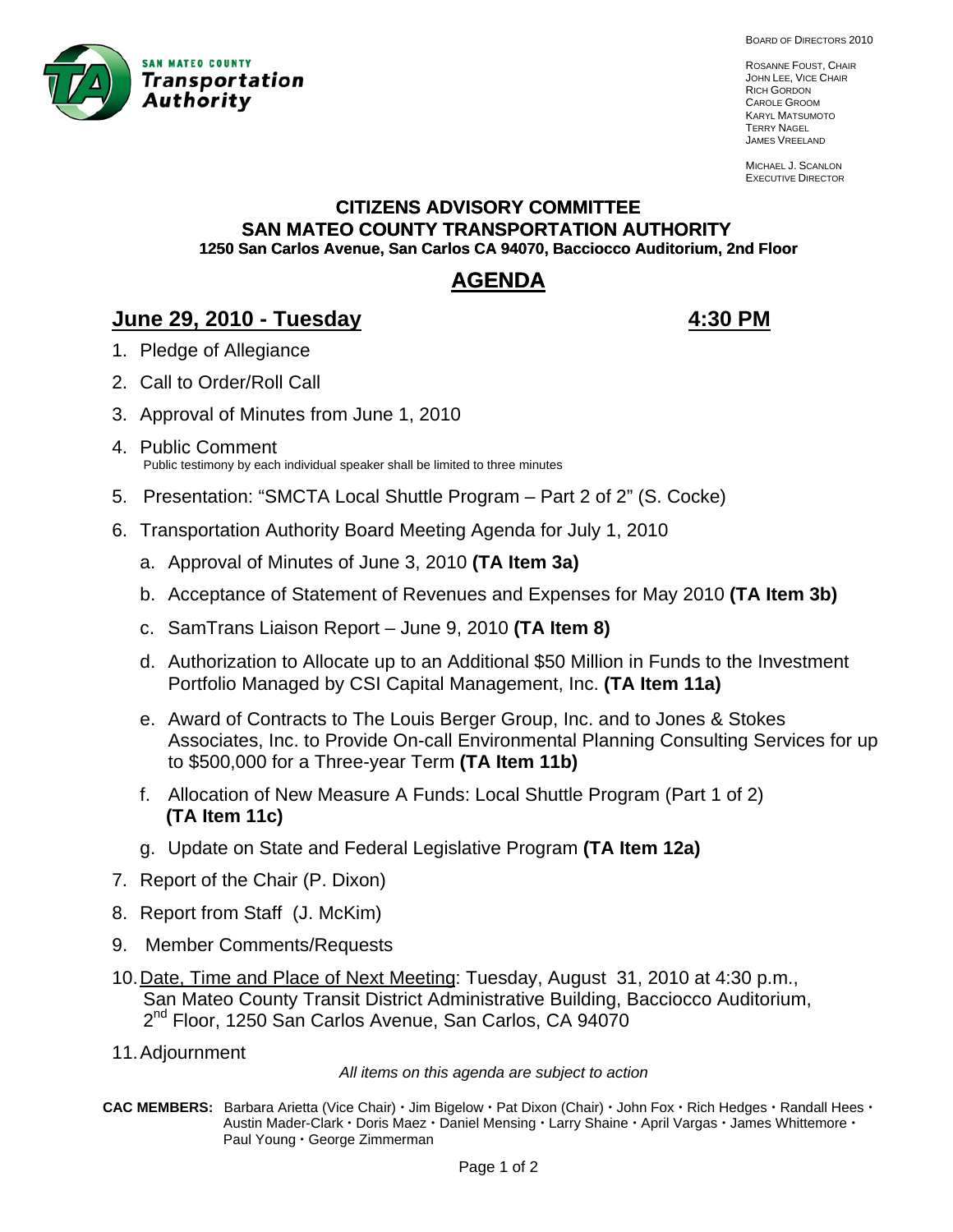SAN MATEO COUNTY
**Transportation Authority**

BOARD OF DIRECTORS 2010

ROSANNE FOUST, CHAIR
JOHN LEE, VICE CHAIR
RICH GORDON
CAROLE GROOM
KARYL MATSUMOTO
TERRY NAGEL
JAMES VREELAND

MICHAEL J. SCANLON
EXECUTIVE DIRECTOR

**CITIZENS ADVISORY COMMITTEE**
**SAN MATEO COUNTY TRANSPORTATION AUTHORITY**
**1250 San Carlos Avenue, San Carlos CA 94070, Bacciocco Auditorium, 2nd Floor**

# AGENDA

## June 29, 2010 - Tuesday — 4:30 PM

1. Pledge of Allegiance
2. Call to Order/Roll Call
3. Approval of Minutes from June 1, 2010
4. Public Comment
   Public testimony by each individual speaker shall be limited to three minutes
5. Presentation: "SMCTA Local Shuttle Program – Part 2 of 2" (S. Cocke)
6. Transportation Authority Board Meeting Agenda for July 1, 2010
   a. Approval of Minutes of June 3, 2010 **(TA Item 3a)**
   b. Acceptance of Statement of Revenues and Expenses for May 2010 **(TA Item 3b)**
   c. SamTrans Liaison Report – June 9, 2010 **(TA Item 8)**
   d. Authorization to Allocate up to an Additional $50 Million in Funds to the Investment Portfolio Managed by CSI Capital Management, Inc. **(TA Item 11a)**
   e. Award of Contracts to The Louis Berger Group, Inc. and to Jones & Stokes Associates, Inc. to Provide On-call Environmental Planning Consulting Services for up to $500,000 for a Three-year Term **(TA Item 11b)**
   f. Allocation of New Measure A Funds: Local Shuttle Program (Part 1 of 2) **(TA Item 11c)**
   g. Update on State and Federal Legislative Program **(TA Item 12a)**
7. Report of the Chair (P. Dixon)
8. Report from Staff (J. McKim)
9. Member Comments/Requests
10. Date, Time and Place of Next Meeting: Tuesday, August 31, 2010 at 4:30 p.m., San Mateo County Transit District Administrative Building, Bacciocco Auditorium, 2nd Floor, 1250 San Carlos Avenue, San Carlos, CA 94070
11. Adjournment

*All items on this agenda are subject to action*

**CAC MEMBERS:** Barbara Arietta (Vice Chair) • Jim Bigelow • Pat Dixon (Chair) • John Fox • Rich Hedges • Randall Hees • Austin Mader-Clark • Doris Maez • Daniel Mensing • Larry Shaine • April Vargas • James Whittemore • Paul Young • George Zimmerman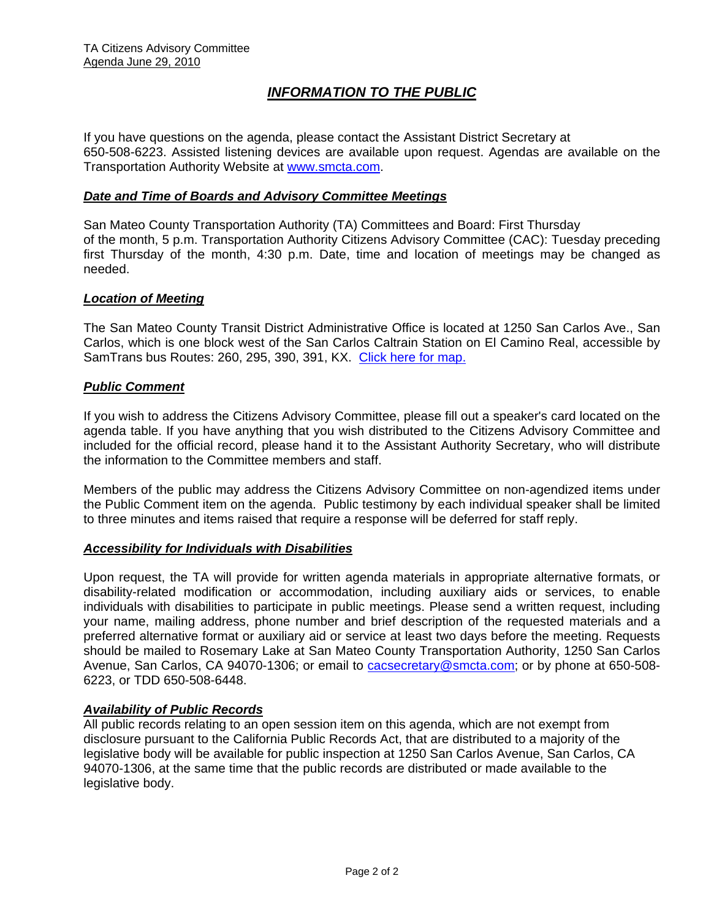# *INFORMATION TO THE PUBLIC*

If you have questions on the agenda, please contact the Assistant District Secretary at 650-508-6223. Assisted listening devices are available upon request. Agendas are available on the Transportation Authority Website at [www.smcta.com](www.smcta.com).

### *Date and Time of Boards and Advisory Committee Meetings*

San Mateo County Transportation Authority (TA) Committees and Board: First Thursday of the month, 5 p.m. Transportation Authority Citizens Advisory Committee (CAC): Tuesday preceding first Thursday of the month, 4:30 p.m. Date, time and location of meetings may be changed as needed.

### *Location of Meeting*

The San Mateo County Transit District Administrative Office is located at 1250 San Carlos Ave., San Carlos, which is one block west of the San Carlos Caltrain Station on El Camino Real, accessible by SamTrans bus Routes: 260, 295, 390, 391, KX. Click here for map.

### *Public Comment*

If you wish to address the Citizens Advisory Committee, please fill out a speaker's card located on the agenda table. If you have anything that you wish distributed to the Citizens Advisory Committee and included for the official record, please hand it to the Assistant Authority Secretary, who will distribute the information to the Committee members and staff.

Members of the public may address the Citizens Advisory Committee on non-agendized items under the Public Comment item on the agenda. Public testimony by each individual speaker shall be limited to three minutes and items raised that require a response will be deferred for staff reply.

### *Accessibility for Individuals with Disabilities*

Upon request, the TA will provide for written agenda materials in appropriate alternative formats, or disability-related modification or accommodation, including auxiliary aids or services, to enable individuals with disabilities to participate in public meetings. Please send a written request, including your name, mailing address, phone number and brief description of the requested materials and a preferred alternative format or auxiliary aid or service at least two days before the meeting. Requests should be mailed to Rosemary Lake at San Mateo County Transportation Authority, 1250 San Carlos Avenue, San Carlos, CA 94070-1306; or email to cacsecretary@smcta.com; or by phone at 650-508-6223, or TDD 650-508-6448.

### *Availability of Public Records*

All public records relating to an open session item on this agenda, which are not exempt from disclosure pursuant to the California Public Records Act, that are distributed to a majority of the legislative body will be available for public inspection at 1250 San Carlos Avenue, San Carlos, CA 94070-1306, at the same time that the public records are distributed or made available to the legislative body.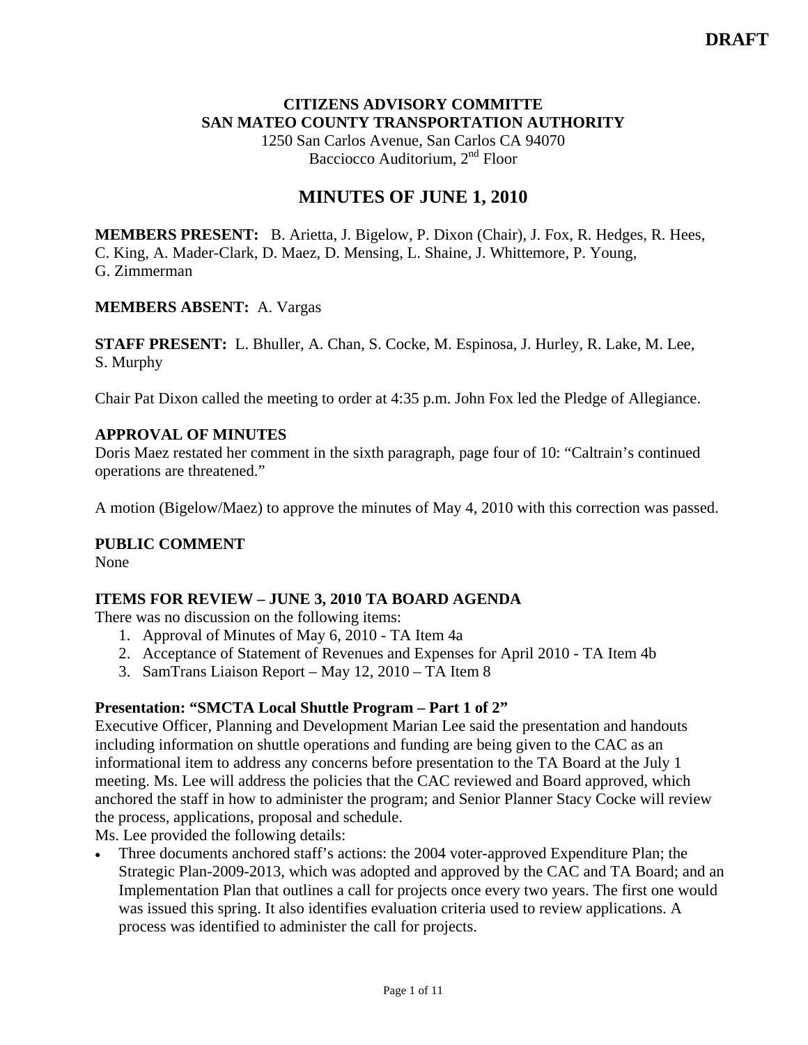**DRAFT**

**CITIZENS ADVISORY COMMITTE**
**SAN MATEO COUNTY TRANSPORTATION AUTHORITY**
1250 San Carlos Avenue, San Carlos CA 94070
Bacciocco Auditorium, 2nd Floor

# MINUTES OF JUNE 1, 2010

**MEMBERS PRESENT:** B. Arietta, J. Bigelow, P. Dixon (Chair), J. Fox, R. Hedges, R. Hees, C. King, A. Mader-Clark, D. Maez, D. Mensing, L. Shaine, J. Whittemore, P. Young, G. Zimmerman

**MEMBERS ABSENT:** A. Vargas

**STAFF PRESENT:** L. Bhuller, A. Chan, S. Cocke, M. Espinosa, J. Hurley, R. Lake, M. Lee, S. Murphy

Chair Pat Dixon called the meeting to order at 4:35 p.m. John Fox led the Pledge of Allegiance.

**APPROVAL OF MINUTES**

Doris Maez restated her comment in the sixth paragraph, page four of 10: "Caltrain's continued operations are threatened."

A motion (Bigelow/Maez) to approve the minutes of May 4, 2010 with this correction was passed.

**PUBLIC COMMENT**

None

**ITEMS FOR REVIEW – JUNE 3, 2010 TA BOARD AGENDA**

There was no discussion on the following items:

1. Approval of Minutes of May 6, 2010 - TA Item 4a
2. Acceptance of Statement of Revenues and Expenses for April 2010 - TA Item 4b
3. SamTrans Liaison Report – May 12, 2010 – TA Item 8

**Presentation: "SMCTA Local Shuttle Program – Part 1 of 2"**

Executive Officer, Planning and Development Marian Lee said the presentation and handouts including information on shuttle operations and funding are being given to the CAC as an informational item to address any concerns before presentation to the TA Board at the July 1 meeting. Ms. Lee will address the policies that the CAC reviewed and Board approved, which anchored the staff in how to administer the program; and Senior Planner Stacy Cocke will review the process, applications, proposal and schedule.

Ms. Lee provided the following details:

- Three documents anchored staff's actions: the 2004 voter-approved Expenditure Plan; the Strategic Plan-2009-2013, which was adopted and approved by the CAC and TA Board; and an Implementation Plan that outlines a call for projects once every two years. The first one would was issued this spring. It also identifies evaluation criteria used to review applications. A process was identified to administer the call for projects.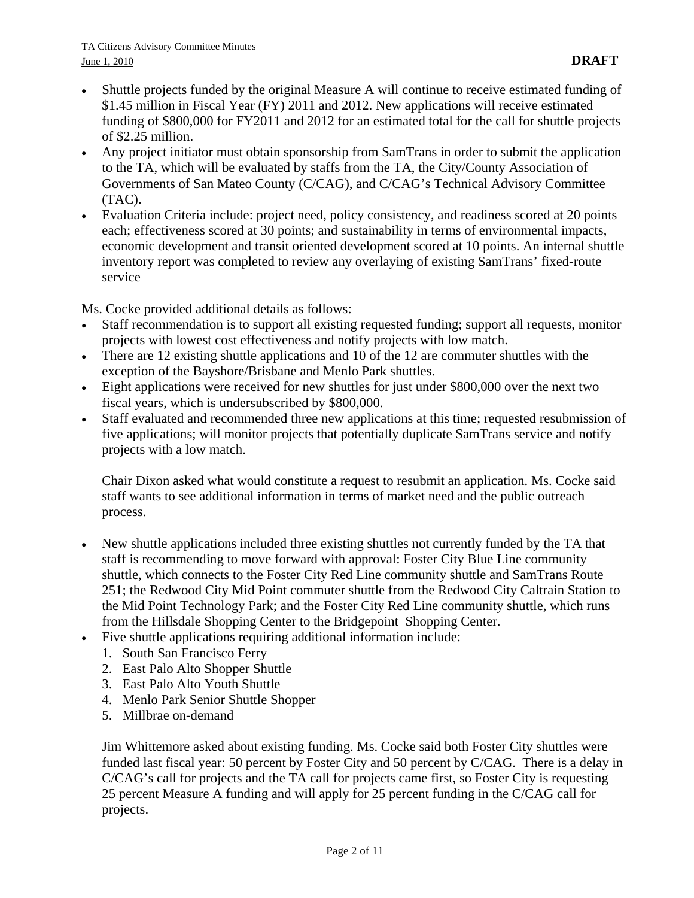- Shuttle projects funded by the original Measure A will continue to receive estimated funding of $1.45 million in Fiscal Year (FY) 2011 and 2012. New applications will receive estimated funding of $800,000 for FY2011 and 2012 for an estimated total for the call for shuttle projects of $2.25 million.
- Any project initiator must obtain sponsorship from SamTrans in order to submit the application to the TA, which will be evaluated by staffs from the TA, the City/County Association of Governments of San Mateo County (C/CAG), and C/CAG's Technical Advisory Committee (TAC).
- Evaluation Criteria include: project need, policy consistency, and readiness scored at 20 points each; effectiveness scored at 30 points; and sustainability in terms of environmental impacts, economic development and transit oriented development scored at 10 points. An internal shuttle inventory report was completed to review any overlaying of existing SamTrans' fixed-route service

Ms. Cocke provided additional details as follows:

- Staff recommendation is to support all existing requested funding; support all requests, monitor projects with lowest cost effectiveness and notify projects with low match.
- There are 12 existing shuttle applications and 10 of the 12 are commuter shuttles with the exception of the Bayshore/Brisbane and Menlo Park shuttles.
- Eight applications were received for new shuttles for just under $800,000 over the next two fiscal years, which is undersubscribed by $800,000.
- Staff evaluated and recommended three new applications at this time; requested resubmission of five applications; will monitor projects that potentially duplicate SamTrans service and notify projects with a low match.

  Chair Dixon asked what would constitute a request to resubmit an application. Ms. Cocke said staff wants to see additional information in terms of market need and the public outreach process.

- New shuttle applications included three existing shuttles not currently funded by the TA that staff is recommending to move forward with approval: Foster City Blue Line community shuttle, which connects to the Foster City Red Line community shuttle and SamTrans Route 251; the Redwood City Mid Point commuter shuttle from the Redwood City Caltrain Station to the Mid Point Technology Park; and the Foster City Red Line community shuttle, which runs from the Hillsdale Shopping Center to the Bridgepoint Shopping Center.
- Five shuttle applications requiring additional information include:
  1. South San Francisco Ferry
  2. East Palo Alto Shopper Shuttle
  3. East Palo Alto Youth Shuttle
  4. Menlo Park Senior Shuttle Shopper
  5. Millbrae on-demand

  Jim Whittemore asked about existing funding. Ms. Cocke said both Foster City shuttles were funded last fiscal year: 50 percent by Foster City and 50 percent by C/CAG. There is a delay in C/CAG's call for projects and the TA call for projects came first, so Foster City is requesting 25 percent Measure A funding and will apply for 25 percent funding in the C/CAG call for projects.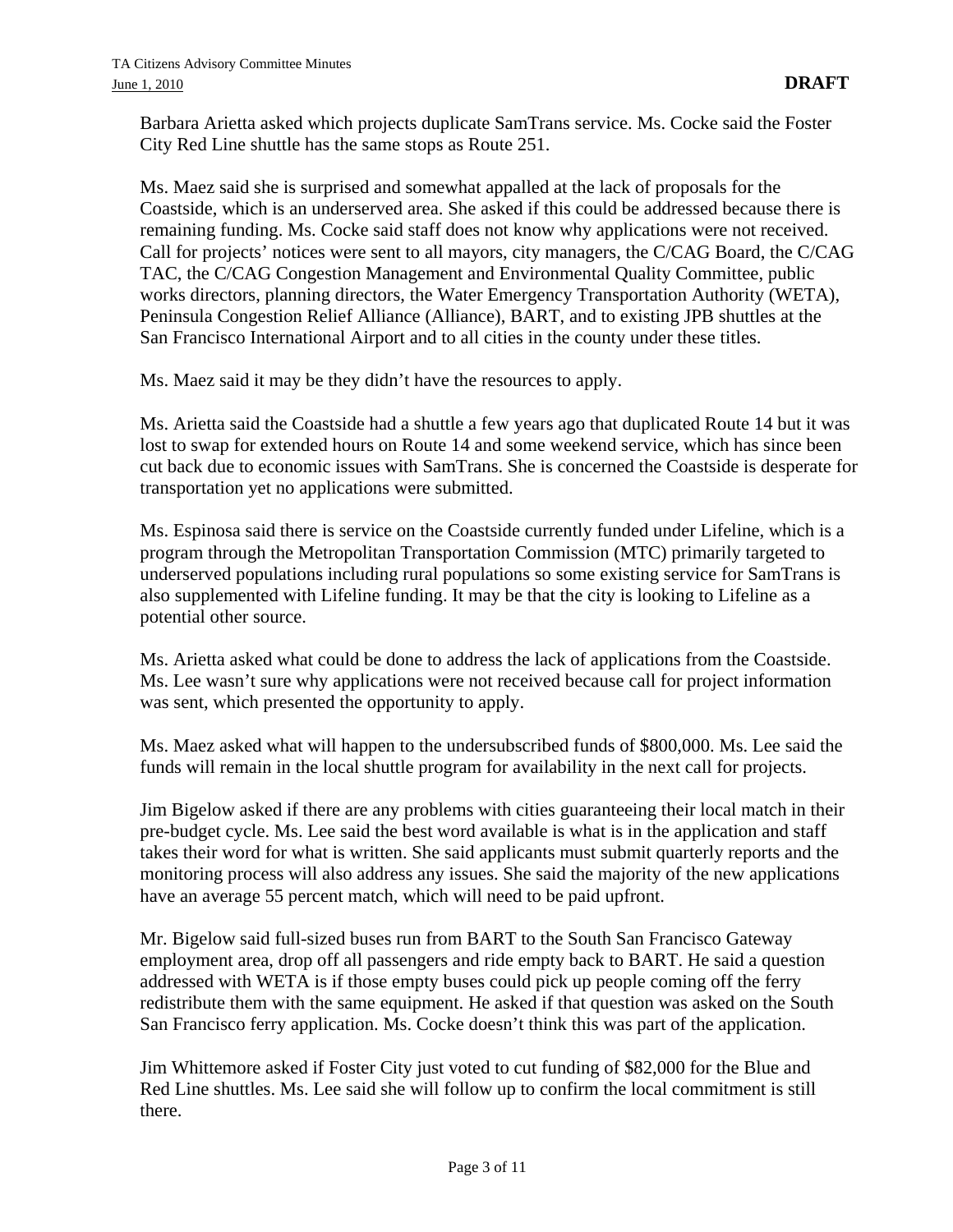Barbara Arietta asked which projects duplicate SamTrans service. Ms. Cocke said the Foster City Red Line shuttle has the same stops as Route 251.

Ms. Maez said she is surprised and somewhat appalled at the lack of proposals for the Coastside, which is an underserved area. She asked if this could be addressed because there is remaining funding. Ms. Cocke said staff does not know why applications were not received. Call for projects' notices were sent to all mayors, city managers, the C/CAG Board, the C/CAG TAC, the C/CAG Congestion Management and Environmental Quality Committee, public works directors, planning directors, the Water Emergency Transportation Authority (WETA), Peninsula Congestion Relief Alliance (Alliance), BART, and to existing JPB shuttles at the San Francisco International Airport and to all cities in the county under these titles.

Ms. Maez said it may be they didn't have the resources to apply.

Ms. Arietta said the Coastside had a shuttle a few years ago that duplicated Route 14 but it was lost to swap for extended hours on Route 14 and some weekend service, which has since been cut back due to economic issues with SamTrans. She is concerned the Coastside is desperate for transportation yet no applications were submitted.

Ms. Espinosa said there is service on the Coastside currently funded under Lifeline, which is a program through the Metropolitan Transportation Commission (MTC) primarily targeted to underserved populations including rural populations so some existing service for SamTrans is also supplemented with Lifeline funding. It may be that the city is looking to Lifeline as a potential other source.

Ms. Arietta asked what could be done to address the lack of applications from the Coastside. Ms. Lee wasn't sure why applications were not received because call for project information was sent, which presented the opportunity to apply.

Ms. Maez asked what will happen to the undersubscribed funds of $800,000. Ms. Lee said the funds will remain in the local shuttle program for availability in the next call for projects.

Jim Bigelow asked if there are any problems with cities guaranteeing their local match in their pre-budget cycle. Ms. Lee said the best word available is what is in the application and staff takes their word for what is written. She said applicants must submit quarterly reports and the monitoring process will also address any issues. She said the majority of the new applications have an average 55 percent match, which will need to be paid upfront.

Mr. Bigelow said full-sized buses run from BART to the South San Francisco Gateway employment area, drop off all passengers and ride empty back to BART. He said a question addressed with WETA is if those empty buses could pick up people coming off the ferry redistribute them with the same equipment. He asked if that question was asked on the South San Francisco ferry application. Ms. Cocke doesn't think this was part of the application.

Jim Whittemore asked if Foster City just voted to cut funding of $82,000 for the Blue and Red Line shuttles. Ms. Lee said she will follow up to confirm the local commitment is still there.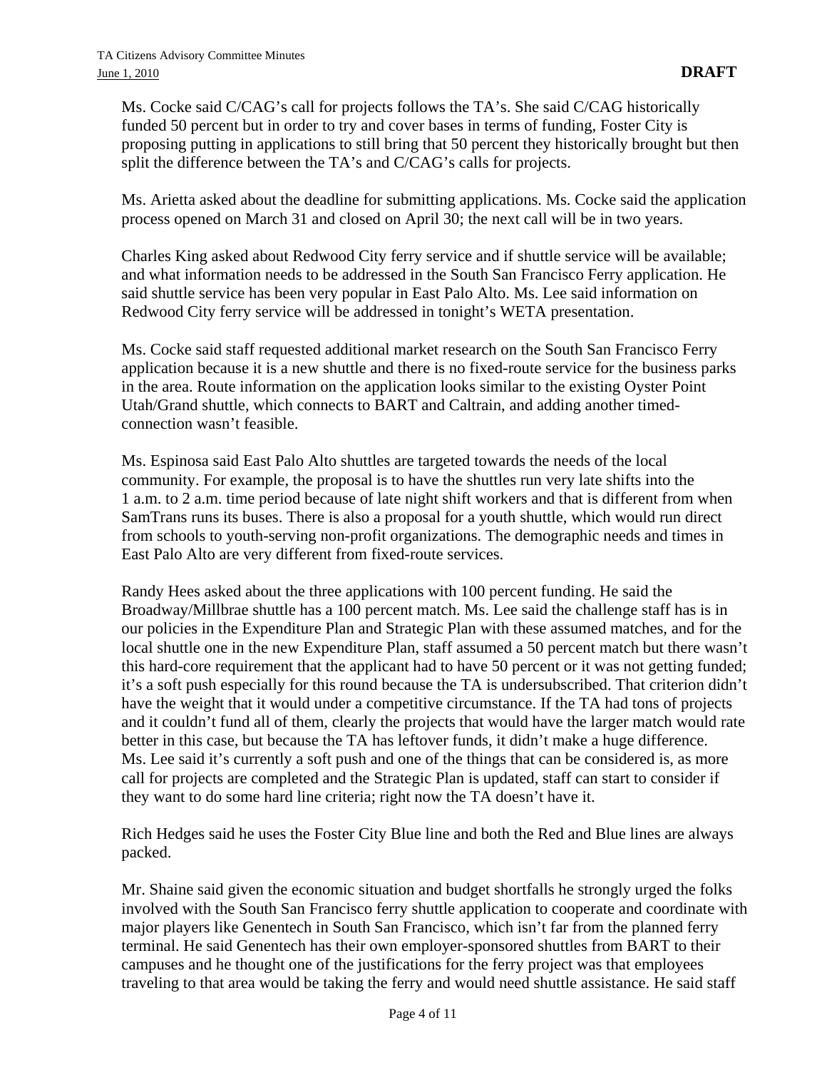Ms. Cocke said C/CAG's call for projects follows the TA's. She said C/CAG historically funded 50 percent but in order to try and cover bases in terms of funding, Foster City is proposing putting in applications to still bring that 50 percent they historically brought but then split the difference between the TA's and C/CAG's calls for projects.

Ms. Arietta asked about the deadline for submitting applications. Ms. Cocke said the application process opened on March 31 and closed on April 30; the next call will be in two years.

Charles King asked about Redwood City ferry service and if shuttle service will be available; and what information needs to be addressed in the South San Francisco Ferry application. He said shuttle service has been very popular in East Palo Alto. Ms. Lee said information on Redwood City ferry service will be addressed in tonight's WETA presentation.

Ms. Cocke said staff requested additional market research on the South San Francisco Ferry application because it is a new shuttle and there is no fixed-route service for the business parks in the area. Route information on the application looks similar to the existing Oyster Point Utah/Grand shuttle, which connects to BART and Caltrain, and adding another timed-connection wasn't feasible.

Ms. Espinosa said East Palo Alto shuttles are targeted towards the needs of the local community. For example, the proposal is to have the shuttles run very late shifts into the 1 a.m. to 2 a.m. time period because of late night shift workers and that is different from when SamTrans runs its buses. There is also a proposal for a youth shuttle, which would run direct from schools to youth-serving non-profit organizations. The demographic needs and times in East Palo Alto are very different from fixed-route services.

Randy Hees asked about the three applications with 100 percent funding. He said the Broadway/Millbrae shuttle has a 100 percent match. Ms. Lee said the challenge staff has is in our policies in the Expenditure Plan and Strategic Plan with these assumed matches, and for the local shuttle one in the new Expenditure Plan, staff assumed a 50 percent match but there wasn't this hard-core requirement that the applicant had to have 50 percent or it was not getting funded; it's a soft push especially for this round because the TA is undersubscribed. That criterion didn't have the weight that it would under a competitive circumstance. If the TA had tons of projects and it couldn't fund all of them, clearly the projects that would have the larger match would rate better in this case, but because the TA has leftover funds, it didn't make a huge difference. Ms. Lee said it's currently a soft push and one of the things that can be considered is, as more call for projects are completed and the Strategic Plan is updated, staff can start to consider if they want to do some hard line criteria; right now the TA doesn't have it.

Rich Hedges said he uses the Foster City Blue line and both the Red and Blue lines are always packed.

Mr. Shaine said given the economic situation and budget shortfalls he strongly urged the folks involved with the South San Francisco ferry shuttle application to cooperate and coordinate with major players like Genentech in South San Francisco, which isn't far from the planned ferry terminal. He said Genentech has their own employer-sponsored shuttles from BART to their campuses and he thought one of the justifications for the ferry project was that employees traveling to that area would be taking the ferry and would need shuttle assistance. He said staff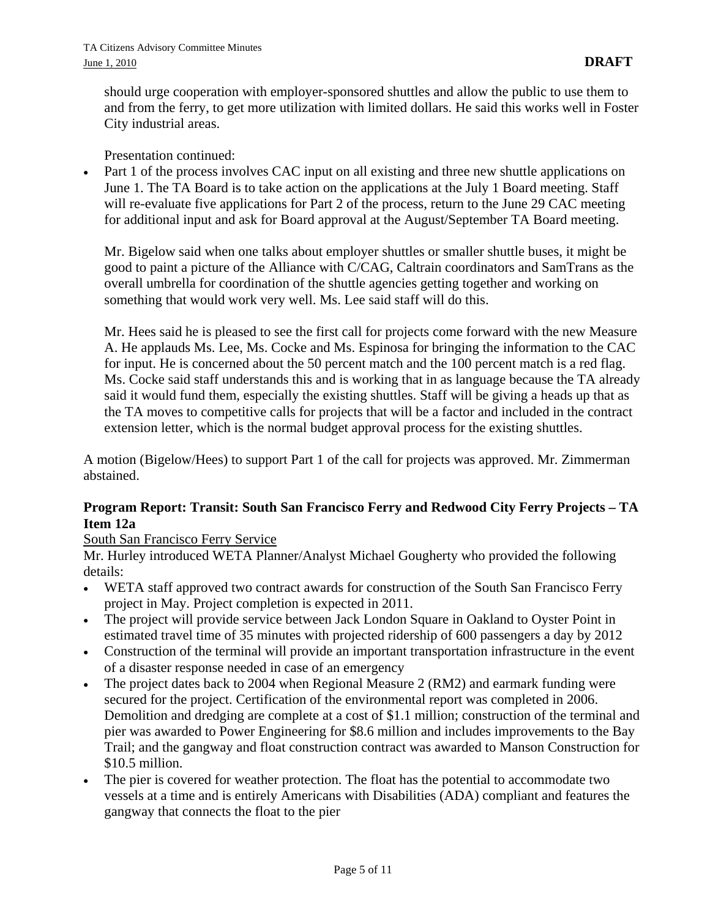should urge cooperation with employer-sponsored shuttles and allow the public to use them to and from the ferry, to get more utilization with limited dollars. He said this works well in Foster City industrial areas.

Presentation continued:

- Part 1 of the process involves CAC input on all existing and three new shuttle applications on June 1. The TA Board is to take action on the applications at the July 1 Board meeting. Staff will re-evaluate five applications for Part 2 of the process, return to the June 29 CAC meeting for additional input and ask for Board approval at the August/September TA Board meeting.

Mr. Bigelow said when one talks about employer shuttles or smaller shuttle buses, it might be good to paint a picture of the Alliance with C/CAG, Caltrain coordinators and SamTrans as the overall umbrella for coordination of the shuttle agencies getting together and working on something that would work very well. Ms. Lee said staff will do this.

Mr. Hees said he is pleased to see the first call for projects come forward with the new Measure A. He applauds Ms. Lee, Ms. Cocke and Ms. Espinosa for bringing the information to the CAC for input. He is concerned about the 50 percent match and the 100 percent match is a red flag. Ms. Cocke said staff understands this and is working that in as language because the TA already said it would fund them, especially the existing shuttles. Staff will be giving a heads up that as the TA moves to competitive calls for projects that will be a factor and included in the contract extension letter, which is the normal budget approval process for the existing shuttles.

A motion (Bigelow/Hees) to support Part 1 of the call for projects was approved. Mr. Zimmerman abstained.

**Program Report: Transit: South San Francisco Ferry and Redwood City Ferry Projects – TA Item 12a**

South San Francisco Ferry Service

Mr. Hurley introduced WETA Planner/Analyst Michael Gougherty who provided the following details:

- WETA staff approved two contract awards for construction of the South San Francisco Ferry project in May. Project completion is expected in 2011.
- The project will provide service between Jack London Square in Oakland to Oyster Point in estimated travel time of 35 minutes with projected ridership of 600 passengers a day by 2012
- Construction of the terminal will provide an important transportation infrastructure in the event of a disaster response needed in case of an emergency
- The project dates back to 2004 when Regional Measure 2 (RM2) and earmark funding were secured for the project. Certification of the environmental report was completed in 2006. Demolition and dredging are complete at a cost of $1.1 million; construction of the terminal and pier was awarded to Power Engineering for $8.6 million and includes improvements to the Bay Trail; and the gangway and float construction contract was awarded to Manson Construction for $10.5 million.
- The pier is covered for weather protection. The float has the potential to accommodate two vessels at a time and is entirely Americans with Disabilities (ADA) compliant and features the gangway that connects the float to the pier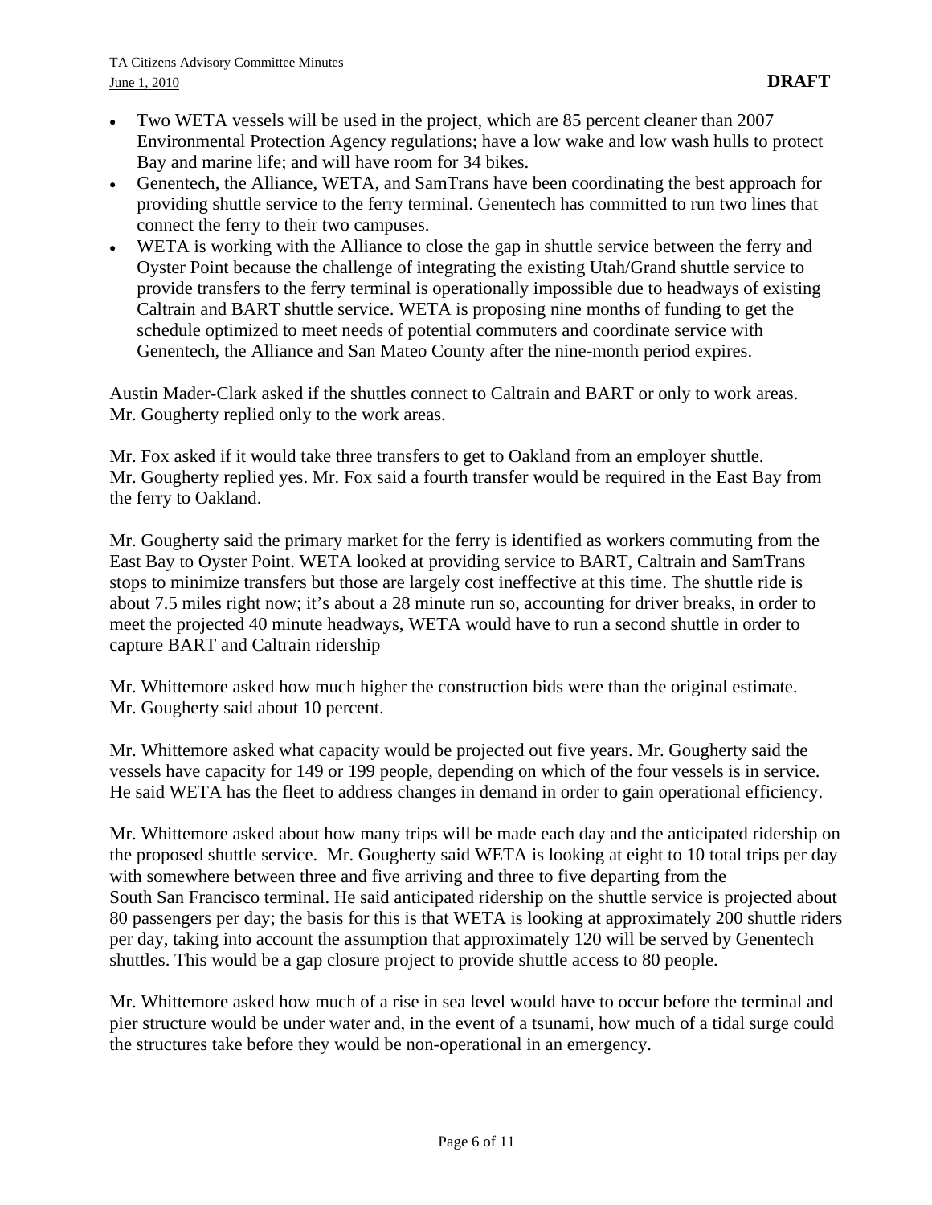- Two WETA vessels will be used in the project, which are 85 percent cleaner than 2007 Environmental Protection Agency regulations; have a low wake and low wash hulls to protect Bay and marine life; and will have room for 34 bikes.
- Genentech, the Alliance, WETA, and SamTrans have been coordinating the best approach for providing shuttle service to the ferry terminal. Genentech has committed to run two lines that connect the ferry to their two campuses.
- WETA is working with the Alliance to close the gap in shuttle service between the ferry and Oyster Point because the challenge of integrating the existing Utah/Grand shuttle service to provide transfers to the ferry terminal is operationally impossible due to headways of existing Caltrain and BART shuttle service. WETA is proposing nine months of funding to get the schedule optimized to meet needs of potential commuters and coordinate service with Genentech, the Alliance and San Mateo County after the nine-month period expires.

Austin Mader-Clark asked if the shuttles connect to Caltrain and BART or only to work areas. Mr. Gougherty replied only to the work areas.

Mr. Fox asked if it would take three transfers to get to Oakland from an employer shuttle. Mr. Gougherty replied yes. Mr. Fox said a fourth transfer would be required in the East Bay from the ferry to Oakland.

Mr. Gougherty said the primary market for the ferry is identified as workers commuting from the East Bay to Oyster Point. WETA looked at providing service to BART, Caltrain and SamTrans stops to minimize transfers but those are largely cost ineffective at this time. The shuttle ride is about 7.5 miles right now; it's about a 28 minute run so, accounting for driver breaks, in order to meet the projected 40 minute headways, WETA would have to run a second shuttle in order to capture BART and Caltrain ridership

Mr. Whittemore asked how much higher the construction bids were than the original estimate. Mr. Gougherty said about 10 percent.

Mr. Whittemore asked what capacity would be projected out five years. Mr. Gougherty said the vessels have capacity for 149 or 199 people, depending on which of the four vessels is in service. He said WETA has the fleet to address changes in demand in order to gain operational efficiency.

Mr. Whittemore asked about how many trips will be made each day and the anticipated ridership on the proposed shuttle service. Mr. Gougherty said WETA is looking at eight to 10 total trips per day with somewhere between three and five arriving and three to five departing from the South San Francisco terminal. He said anticipated ridership on the shuttle service is projected about 80 passengers per day; the basis for this is that WETA is looking at approximately 200 shuttle riders per day, taking into account the assumption that approximately 120 will be served by Genentech shuttles. This would be a gap closure project to provide shuttle access to 80 people.

Mr. Whittemore asked how much of a rise in sea level would have to occur before the terminal and pier structure would be under water and, in the event of a tsunami, how much of a tidal surge could the structures take before they would be non-operational in an emergency.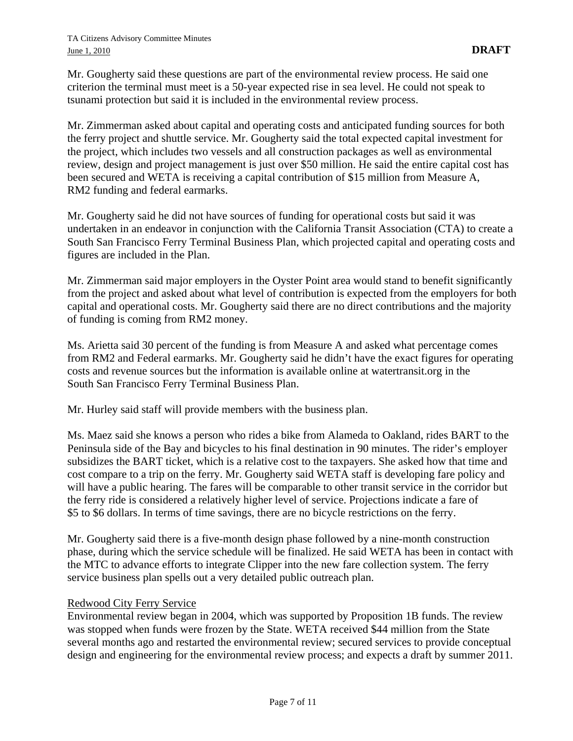Mr. Gougherty said these questions are part of the environmental review process. He said one criterion the terminal must meet is a 50-year expected rise in sea level. He could not speak to tsunami protection but said it is included in the environmental review process.

Mr. Zimmerman asked about capital and operating costs and anticipated funding sources for both the ferry project and shuttle service. Mr. Gougherty said the total expected capital investment for the project, which includes two vessels and all construction packages as well as environmental review, design and project management is just over $50 million. He said the entire capital cost has been secured and WETA is receiving a capital contribution of $15 million from Measure A, RM2 funding and federal earmarks.

Mr. Gougherty said he did not have sources of funding for operational costs but said it was undertaken in an endeavor in conjunction with the California Transit Association (CTA) to create a South San Francisco Ferry Terminal Business Plan, which projected capital and operating costs and figures are included in the Plan.

Mr. Zimmerman said major employers in the Oyster Point area would stand to benefit significantly from the project and asked about what level of contribution is expected from the employers for both capital and operational costs. Mr. Gougherty said there are no direct contributions and the majority of funding is coming from RM2 money.

Ms. Arietta said 30 percent of the funding is from Measure A and asked what percentage comes from RM2 and Federal earmarks. Mr. Gougherty said he didn't have the exact figures for operating costs and revenue sources but the information is available online at watertransit.org in the South San Francisco Ferry Terminal Business Plan.

Mr. Hurley said staff will provide members with the business plan.

Ms. Maez said she knows a person who rides a bike from Alameda to Oakland, rides BART to the Peninsula side of the Bay and bicycles to his final destination in 90 minutes. The rider's employer subsidizes the BART ticket, which is a relative cost to the taxpayers. She asked how that time and cost compare to a trip on the ferry. Mr. Gougherty said WETA staff is developing fare policy and will have a public hearing. The fares will be comparable to other transit service in the corridor but the ferry ride is considered a relatively higher level of service. Projections indicate a fare of $5 to $6 dollars. In terms of time savings, there are no bicycle restrictions on the ferry.

Mr. Gougherty said there is a five-month design phase followed by a nine-month construction phase, during which the service schedule will be finalized. He said WETA has been in contact with the MTC to advance efforts to integrate Clipper into the new fare collection system. The ferry service business plan spells out a very detailed public outreach plan.

<u>Redwood City Ferry Service</u>

Environmental review began in 2004, which was supported by Proposition 1B funds. The review was stopped when funds were frozen by the State. WETA received $44 million from the State several months ago and restarted the environmental review; secured services to provide conceptual design and engineering for the environmental review process; and expects a draft by summer 2011.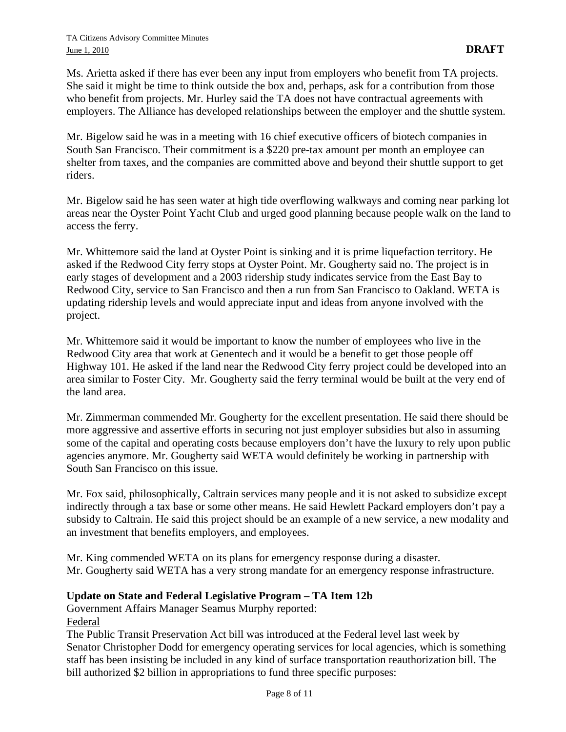Ms. Arietta asked if there has ever been any input from employers who benefit from TA projects. She said it might be time to think outside the box and, perhaps, ask for a contribution from those who benefit from projects. Mr. Hurley said the TA does not have contractual agreements with employers. The Alliance has developed relationships between the employer and the shuttle system.

Mr. Bigelow said he was in a meeting with 16 chief executive officers of biotech companies in South San Francisco. Their commitment is a $220 pre-tax amount per month an employee can shelter from taxes, and the companies are committed above and beyond their shuttle support to get riders.

Mr. Bigelow said he has seen water at high tide overflowing walkways and coming near parking lot areas near the Oyster Point Yacht Club and urged good planning because people walk on the land to access the ferry.

Mr. Whittemore said the land at Oyster Point is sinking and it is prime liquefaction territory. He asked if the Redwood City ferry stops at Oyster Point. Mr. Gougherty said no. The project is in early stages of development and a 2003 ridership study indicates service from the East Bay to Redwood City, service to San Francisco and then a run from San Francisco to Oakland. WETA is updating ridership levels and would appreciate input and ideas from anyone involved with the project.

Mr. Whittemore said it would be important to know the number of employees who live in the Redwood City area that work at Genentech and it would be a benefit to get those people off Highway 101. He asked if the land near the Redwood City ferry project could be developed into an area similar to Foster City. Mr. Gougherty said the ferry terminal would be built at the very end of the land area.

Mr. Zimmerman commended Mr. Gougherty for the excellent presentation. He said there should be more aggressive and assertive efforts in securing not just employer subsidies but also in assuming some of the capital and operating costs because employers don't have the luxury to rely upon public agencies anymore. Mr. Gougherty said WETA would definitely be working in partnership with South San Francisco on this issue.

Mr. Fox said, philosophically, Caltrain services many people and it is not asked to subsidize except indirectly through a tax base or some other means. He said Hewlett Packard employers don't pay a subsidy to Caltrain. He said this project should be an example of a new service, a new modality and an investment that benefits employers, and employees.

Mr. King commended WETA on its plans for emergency response during a disaster.
Mr. Gougherty said WETA has a very strong mandate for an emergency response infrastructure.

**Update on State and Federal Legislative Program – TA Item 12b**

Government Affairs Manager Seamus Murphy reported:

Federal

The Public Transit Preservation Act bill was introduced at the Federal level last week by Senator Christopher Dodd for emergency operating services for local agencies, which is something staff has been insisting be included in any kind of surface transportation reauthorization bill. The bill authorized $2 billion in appropriations to fund three specific purposes: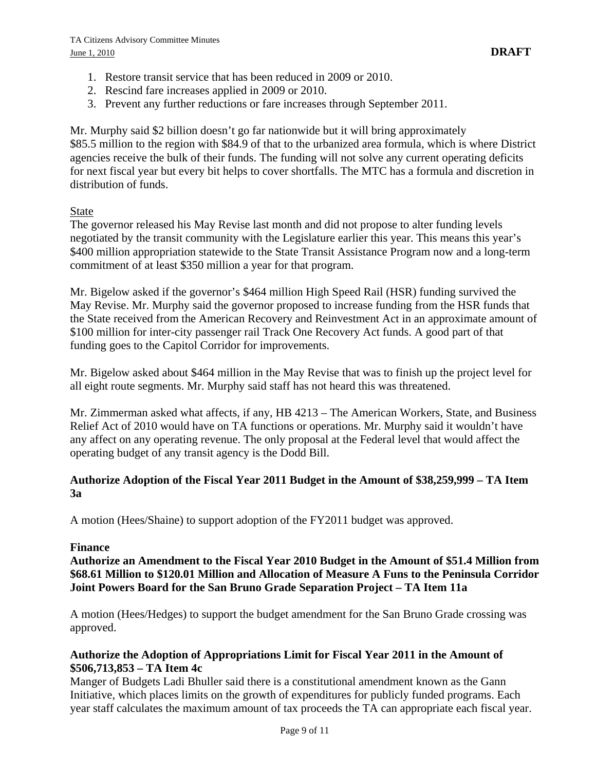1. Restore transit service that has been reduced in 2009 or 2010.
2. Rescind fare increases applied in 2009 or 2010.
3. Prevent any further reductions or fare increases through September 2011.

Mr. Murphy said $2 billion doesn't go far nationwide but it will bring approximately $85.5 million to the region with $84.9 of that to the urbanized area formula, which is where District agencies receive the bulk of their funds. The funding will not solve any current operating deficits for next fiscal year but every bit helps to cover shortfalls. The MTC has a formula and discretion in distribution of funds.

State

The governor released his May Revise last month and did not propose to alter funding levels negotiated by the transit community with the Legislature earlier this year. This means this year's $400 million appropriation statewide to the State Transit Assistance Program now and a long-term commitment of at least $350 million a year for that program.

Mr. Bigelow asked if the governor's $464 million High Speed Rail (HSR) funding survived the May Revise. Mr. Murphy said the governor proposed to increase funding from the HSR funds that the State received from the American Recovery and Reinvestment Act in an approximate amount of $100 million for inter-city passenger rail Track One Recovery Act funds. A good part of that funding goes to the Capitol Corridor for improvements.

Mr. Bigelow asked about $464 million in the May Revise that was to finish up the project level for all eight route segments. Mr. Murphy said staff has not heard this was threatened.

Mr. Zimmerman asked what affects, if any, HB 4213 – The American Workers, State, and Business Relief Act of 2010 would have on TA functions or operations. Mr. Murphy said it wouldn't have any affect on any operating revenue. The only proposal at the Federal level that would affect the operating budget of any transit agency is the Dodd Bill.

**Authorize Adoption of the Fiscal Year 2011 Budget in the Amount of $38,259,999 – TA Item 3a**

A motion (Hees/Shaine) to support adoption of the FY2011 budget was approved.

**Finance**

**Authorize an Amendment to the Fiscal Year 2010 Budget in the Amount of $51.4 Million from $68.61 Million to $120.01 Million and Allocation of Measure A Funs to the Peninsula Corridor Joint Powers Board for the San Bruno Grade Separation Project – TA Item 11a**

A motion (Hees/Hedges) to support the budget amendment for the San Bruno Grade crossing was approved.

**Authorize the Adoption of Appropriations Limit for Fiscal Year 2011 in the Amount of $506,713,853 – TA Item 4c**

Manger of Budgets Ladi Bhuller said there is a constitutional amendment known as the Gann Initiative, which places limits on the growth of expenditures for publicly funded programs. Each year staff calculates the maximum amount of tax proceeds the TA can appropriate each fiscal year.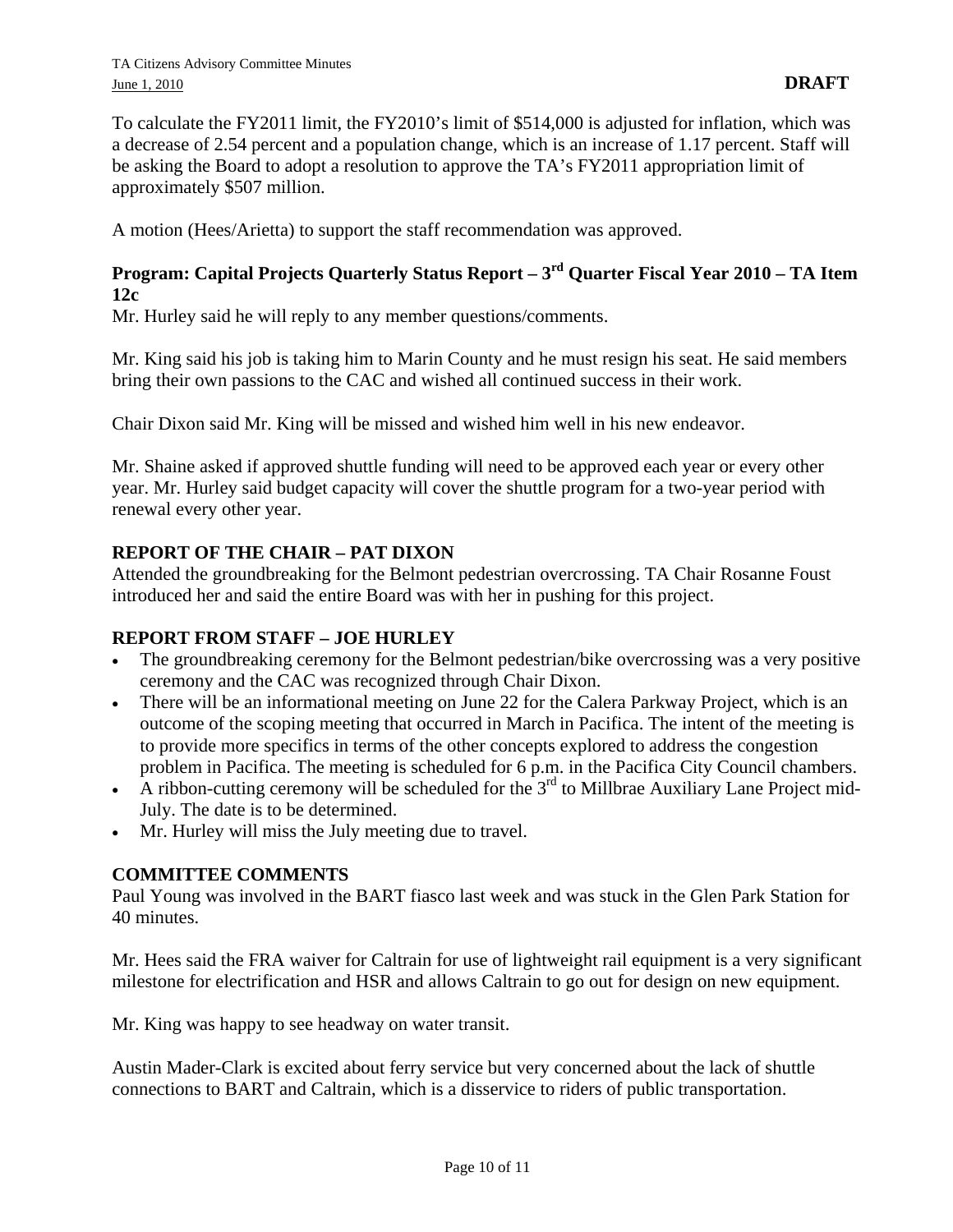To calculate the FY2011 limit, the FY2010's limit of $514,000 is adjusted for inflation, which was a decrease of 2.54 percent and a population change, which is an increase of 1.17 percent. Staff will be asking the Board to adopt a resolution to approve the TA's FY2011 appropriation limit of approximately $507 million.

A motion (Hees/Arietta) to support the staff recommendation was approved.

**Program: Capital Projects Quarterly Status Report – 3rd Quarter Fiscal Year 2010 – TA Item 12c**

Mr. Hurley said he will reply to any member questions/comments.

Mr. King said his job is taking him to Marin County and he must resign his seat. He said members bring their own passions to the CAC and wished all continued success in their work.

Chair Dixon said Mr. King will be missed and wished him well in his new endeavor.

Mr. Shaine asked if approved shuttle funding will need to be approved each year or every other year. Mr. Hurley said budget capacity will cover the shuttle program for a two-year period with renewal every other year.

**REPORT OF THE CHAIR – PAT DIXON**

Attended the groundbreaking for the Belmont pedestrian overcrossing. TA Chair Rosanne Foust introduced her and said the entire Board was with her in pushing for this project.

**REPORT FROM STAFF – JOE HURLEY**

- The groundbreaking ceremony for the Belmont pedestrian/bike overcrossing was a very positive ceremony and the CAC was recognized through Chair Dixon.
- There will be an informational meeting on June 22 for the Calera Parkway Project, which is an outcome of the scoping meeting that occurred in March in Pacifica. The intent of the meeting is to provide more specifics in terms of the other concepts explored to address the congestion problem in Pacifica. The meeting is scheduled for 6 p.m. in the Pacifica City Council chambers.
- A ribbon-cutting ceremony will be scheduled for the 3rd to Millbrae Auxiliary Lane Project mid-July. The date is to be determined.
- Mr. Hurley will miss the July meeting due to travel.

**COMMITTEE COMMENTS**

Paul Young was involved in the BART fiasco last week and was stuck in the Glen Park Station for 40 minutes.

Mr. Hees said the FRA waiver for Caltrain for use of lightweight rail equipment is a very significant milestone for electrification and HSR and allows Caltrain to go out for design on new equipment.

Mr. King was happy to see headway on water transit.

Austin Mader-Clark is excited about ferry service but very concerned about the lack of shuttle connections to BART and Caltrain, which is a disservice to riders of public transportation.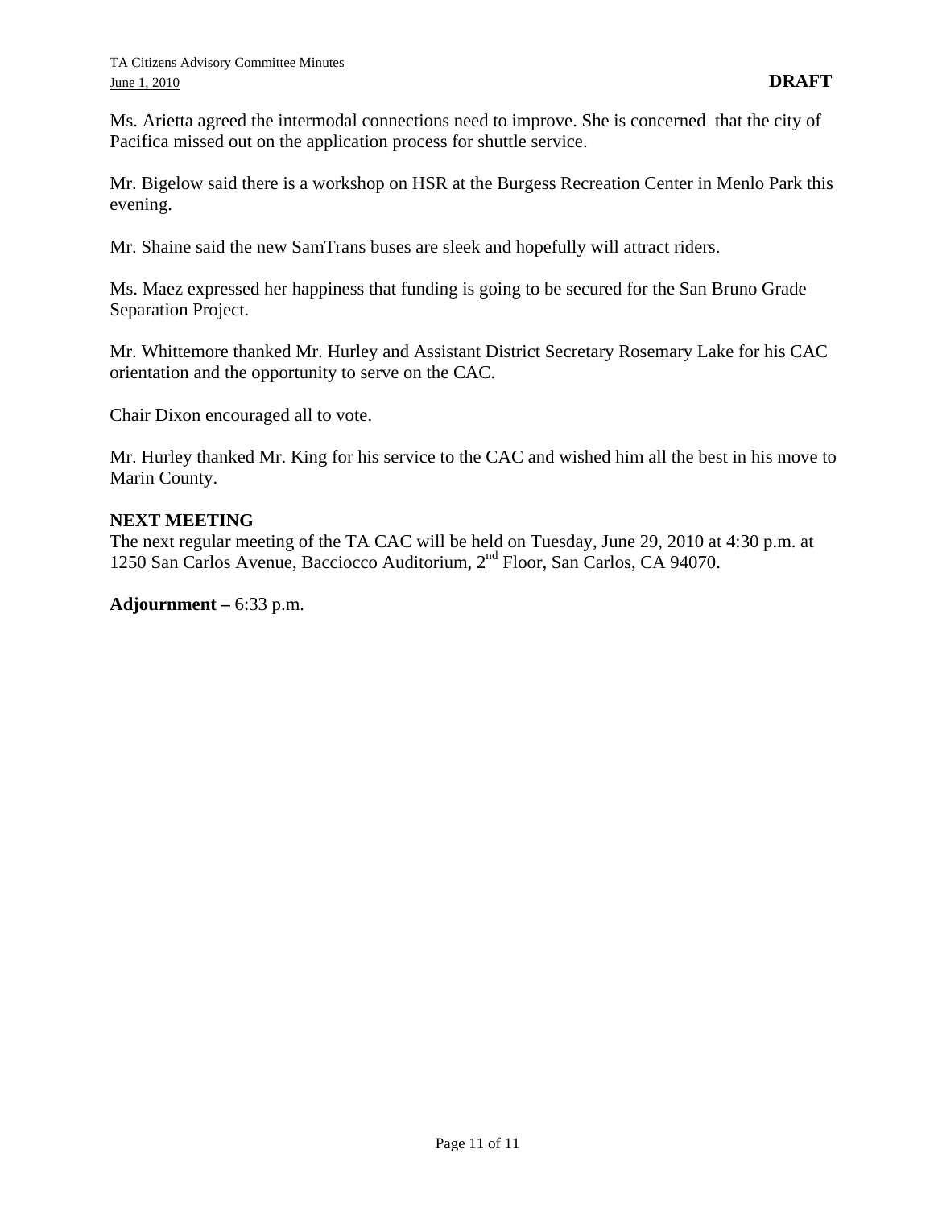Ms. Arietta agreed the intermodal connections need to improve. She is concerned that the city of Pacifica missed out on the application process for shuttle service.

Mr. Bigelow said there is a workshop on HSR at the Burgess Recreation Center in Menlo Park this evening.

Mr. Shaine said the new SamTrans buses are sleek and hopefully will attract riders.

Ms. Maez expressed her happiness that funding is going to be secured for the San Bruno Grade Separation Project.

Mr. Whittemore thanked Mr. Hurley and Assistant District Secretary Rosemary Lake for his CAC orientation and the opportunity to serve on the CAC.

Chair Dixon encouraged all to vote.

Mr. Hurley thanked Mr. King for his service to the CAC and wished him all the best in his move to Marin County.

**NEXT MEETING**

The next regular meeting of the TA CAC will be held on Tuesday, June 29, 2010 at 4:30 p.m. at 1250 San Carlos Avenue, Bacciocco Auditorium, 2nd Floor, San Carlos, CA 94070.

**Adjournment –** 6:33 p.m.